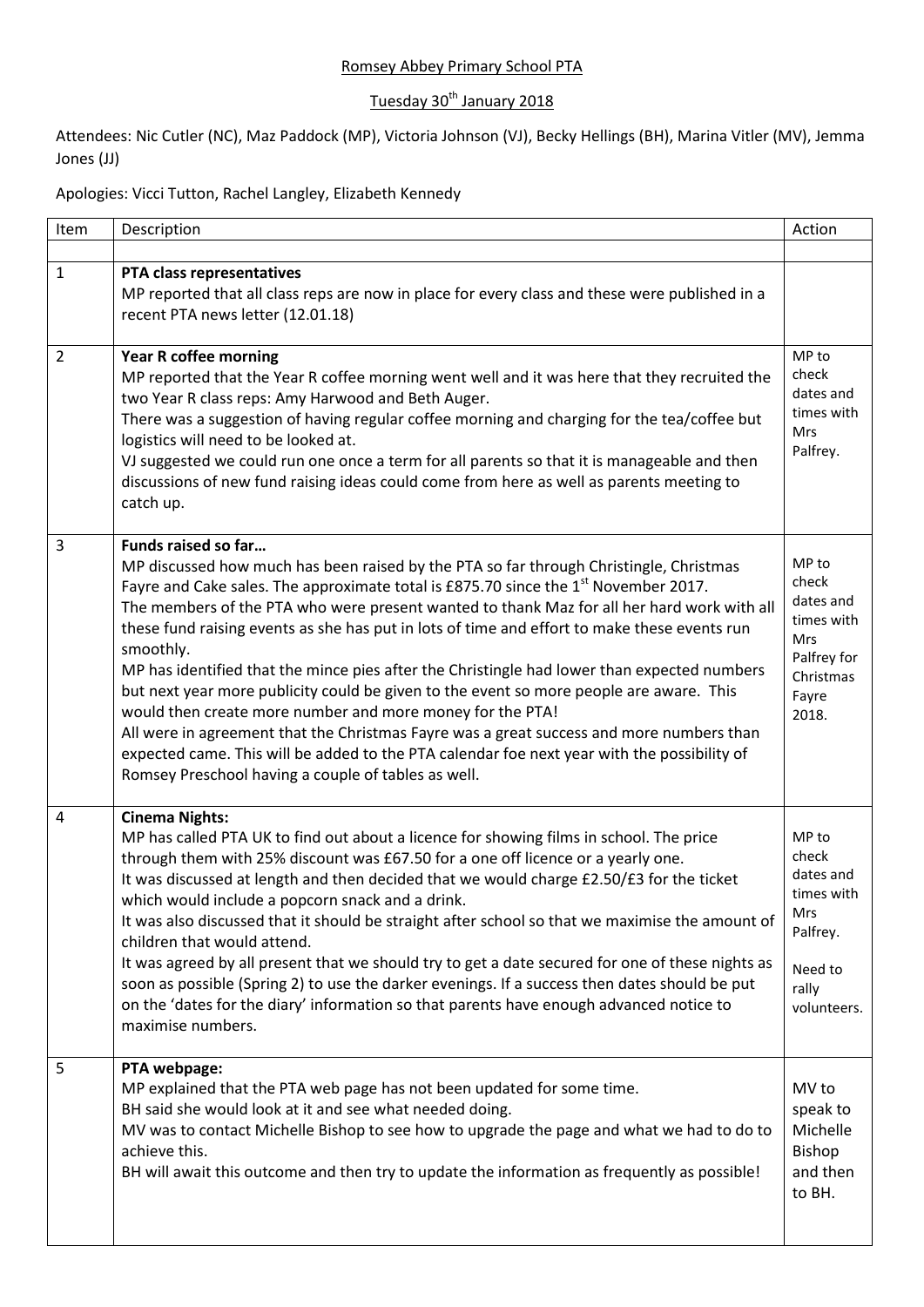Romsey Abbey Primary School PTA

Tuesday 30th January 2018

Attendees: Nic Cutler (NC), Maz Paddock (MP), Victoria Johnson (VJ), Becky Hellings (BH), Marina Vitler (MV), Jemma Jones (JJ)

Apologies: Vicci Tutton, Rachel Langley, Elizabeth Kennedy

| Item | Description | Action |
|---|---|---|
| | | |
| 1 | **PTA class representatives**<br>MP reported that all class reps are now in place for every class and these were published in a recent PTA news letter (12.01.18) | |
| 2 | **Year R coffee morning**<br>MP reported that the Year R coffee morning went well and it was here that they recruited the two Year R class reps: Amy Harwood and Beth Auger.<br>There was a suggestion of having regular coffee morning and charging for the tea/coffee but logistics will need to be looked at.<br>VJ suggested we could run one once a term for all parents so that it is manageable and then discussions of new fund raising ideas could come from here as well as parents meeting to catch up. | MP to check dates and times with Mrs Palfrey. |
| 3 | **Funds raised so far…**<br>MP discussed how much has been raised by the PTA so far through Christingle, Christmas Fayre and Cake sales. The approximate total is £875.70 since the 1st November 2017.<br>The members of the PTA who were present wanted to thank Maz for all her hard work with all these fund raising events as she has put in lots of time and effort to make these events run smoothly.<br>MP has identified that the mince pies after the Christingle had lower than expected numbers but next year more publicity could be given to the event so more people are aware. This would then create more number and more money for the PTA!<br>All were in agreement that the Christmas Fayre was a great success and more numbers than expected came. This will be added to the PTA calendar foe next year with the possibility of Romsey Preschool having a couple of tables as well. | MP to check dates and times with Mrs Palfrey for Christmas Fayre 2018. |
| 4 | **Cinema Nights:**<br>MP has called PTA UK to find out about a licence for showing films in school. The price through them with 25% discount was £67.50 for a one off licence or a yearly one.<br>It was discussed at length and then decided that we would charge £2.50/£3 for the ticket which would include a popcorn snack and a drink.<br>It was also discussed that it should be straight after school so that we maximise the amount of children that would attend.<br>It was agreed by all present that we should try to get a date secured for one of these nights as soon as possible (Spring 2) to use the darker evenings. If a success then dates should be put on the 'dates for the diary' information so that parents have enough advanced notice to maximise numbers. | MP to check dates and times with Mrs Palfrey.<br><br>Need to rally volunteers. |
| 5 | **PTA webpage:**<br>MP explained that the PTA web page has not been updated for some time.<br>BH said she would look at it and see what needed doing.<br>MV was to contact Michelle Bishop to see how to upgrade the page and what we had to do to achieve this.<br>BH will await this outcome and then try to update the information as frequently as possible! | MV to speak to Michelle Bishop and then to BH. |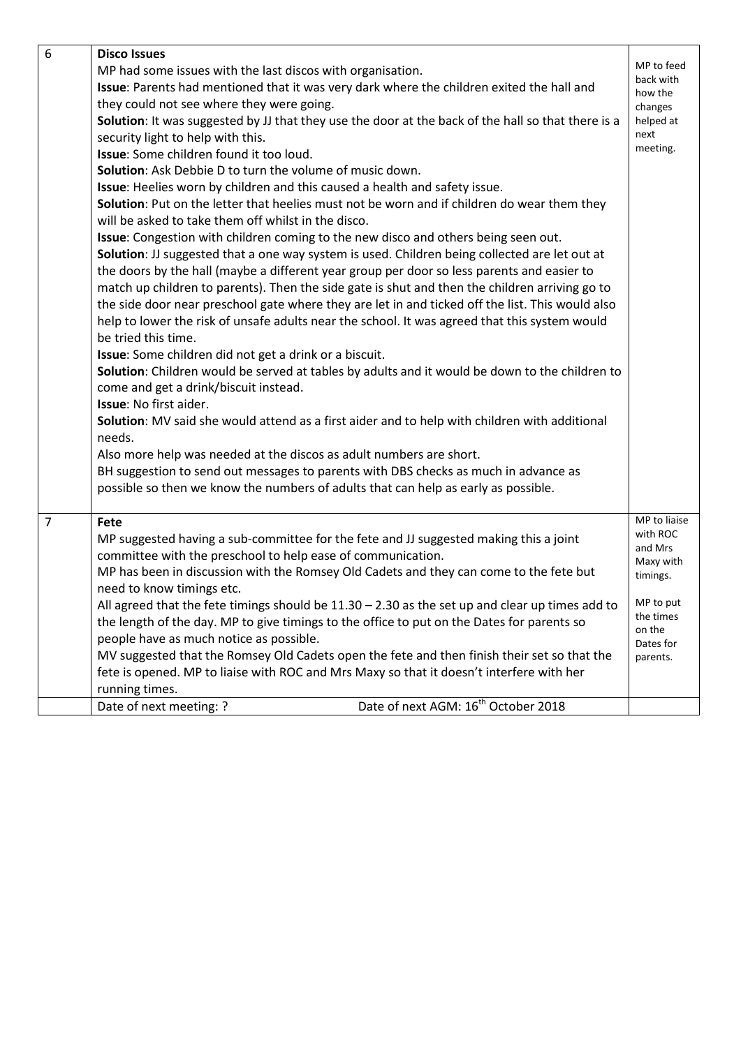| | | |
|---|---|---|
| 6 | **Disco Issues**<br>MP had some issues with the last discos with organisation.<br>**Issue**: Parents had mentioned that it was very dark where the children exited the hall and they could not see where they were going.<br>**Solution**: It was suggested by JJ that they use the door at the back of the hall so that there is a security light to help with this.<br>**Issue**: Some children found it too loud.<br>**Solution**: Ask Debbie D to turn the volume of music down.<br>**Issue**: Heelies worn by children and this caused a health and safety issue.<br>**Solution**: Put on the letter that heelies must not be worn and if children do wear them they will be asked to take them off whilst in the disco.<br>**Issue**: Congestion with children coming to the new disco and others being seen out.<br>**Solution**: JJ suggested that a one way system is used. Children being collected are let out at the doors by the hall (maybe a different year group per door so less parents and easier to match up children to parents). Then the side gate is shut and then the children arriving go to the side door near preschool gate where they are let in and ticked off the list. This would also help to lower the risk of unsafe adults near the school. It was agreed that this system would be tried this time.<br>**Issue**: Some children did not get a drink or a biscuit.<br>**Solution**: Children would be served at tables by adults and it would be down to the children to come and get a drink/biscuit instead.<br>**Issue**: No first aider.<br>**Solution**: MV said she would attend as a first aider and to help with children with additional needs.<br>Also more help was needed at the discos as adult numbers are short.<br>BH suggestion to send out messages to parents with DBS checks as much in advance as possible so then we know the numbers of adults that can help as early as possible. | MP to feed back with how the changes helped at next meeting. |
| 7 | **Fete**<br>MP suggested having a sub-committee for the fete and JJ suggested making this a joint committee with the preschool to help ease of communication.<br>MP has been in discussion with the Romsey Old Cadets and they can come to the fete but need to know timings etc.<br>All agreed that the fete timings should be 11.30 – 2.30 as the set up and clear up times add to the length of the day. MP to give timings to the office to put on the Dates for parents so people have as much notice as possible.<br>MV suggested that the Romsey Old Cadets open the fete and then finish their set so that the fete is opened. MP to liaise with ROC and Mrs Maxy so that it doesn't interfere with her running times. | MP to liaise with ROC and Mrs Maxy with timings.<br><br>MP to put the times on the Dates for parents. |
| | Date of next meeting: ? Date of next AGM: 16th October 2018 | |